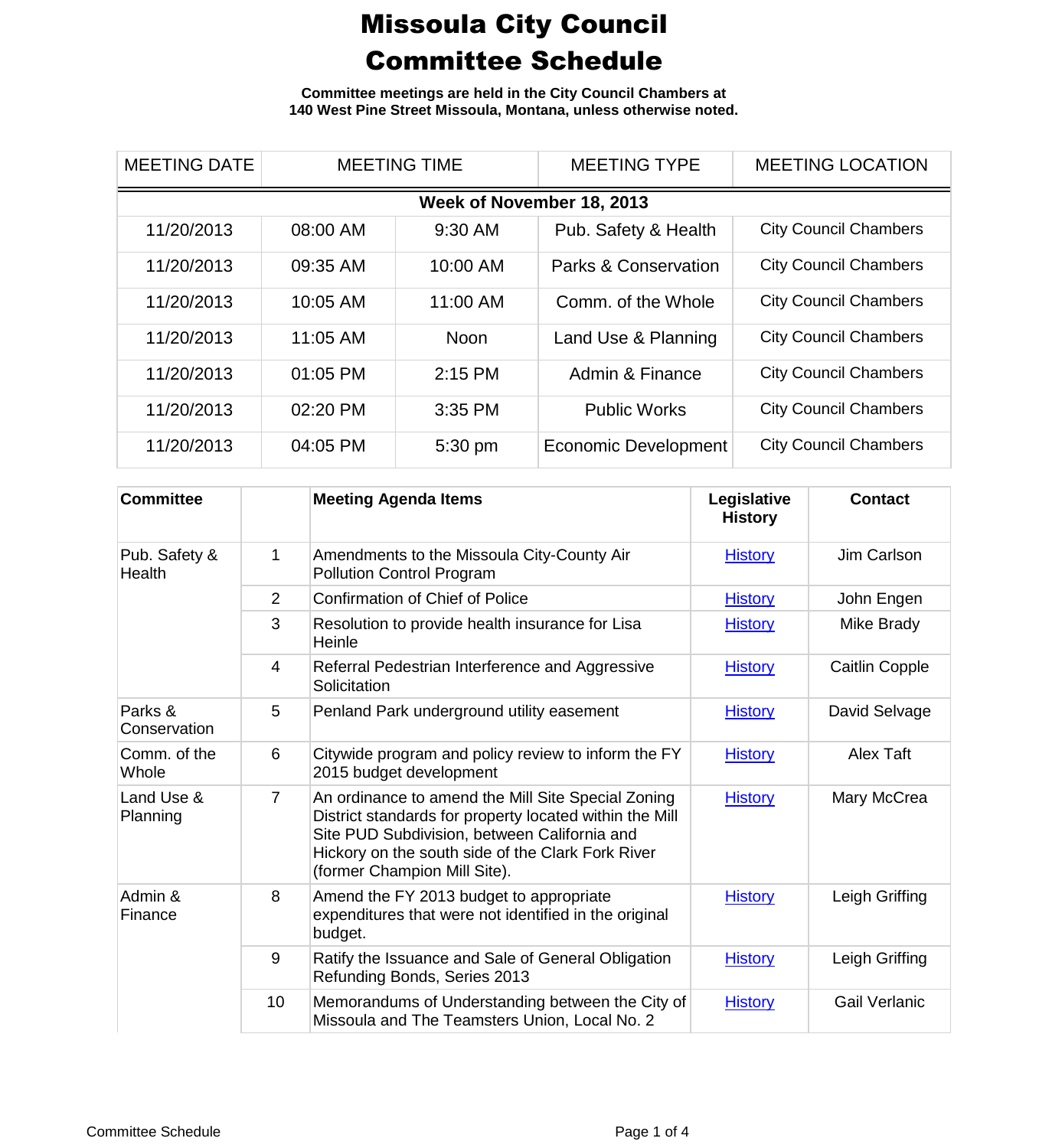# Missoula City Council Committee Schedule

**Committee meetings are held in the City Council Chambers at 140 West Pine Street Missoula, Montana, unless otherwise noted.**

| MEETING DATE | MEETING TIME | | MEETING TYPE | MEETING LOCATION |
|---|---|---|---|---|
| **Week of November 18, 2013** | | | | |
| 11/20/2013 | 08:00 AM | 9:30 AM | Pub. Safety & Health | City Council Chambers |
| 11/20/2013 | 09:35 AM | 10:00 AM | Parks & Conservation | City Council Chambers |
| 11/20/2013 | 10:05 AM | 11:00 AM | Comm. of the Whole | City Council Chambers |
| 11/20/2013 | 11:05 AM | Noon | Land Use & Planning | City Council Chambers |
| 11/20/2013 | 01:05 PM | 2:15 PM | Admin & Finance | City Council Chambers |
| 11/20/2013 | 02:20 PM | 3:35 PM | Public Works | City Council Chambers |
| 11/20/2013 | 04:05 PM | 5:30 pm | Economic Development | City Council Chambers |

| Committee | | Meeting Agenda Items | Legislative History | Contact |
|---|---|---|---|---|
| Pub. Safety & Health | 1 | Amendments to the Missoula City-County Air Pollution Control Program | History | Jim Carlson |
| | 2 | Confirmation of Chief of Police | History | John Engen |
| | 3 | Resolution to provide health insurance for Lisa Heinle | History | Mike Brady |
| | 4 | Referral Pedestrian Interference and Aggressive Solicitation | History | Caitlin Copple |
| Parks & Conservation | 5 | Penland Park underground utility easement | History | David Selvage |
| Comm. of the Whole | 6 | Citywide program and policy review to inform the FY 2015 budget development | History | Alex Taft |
| Land Use & Planning | 7 | An ordinance to amend the Mill Site Special Zoning District standards for property located within the Mill Site PUD Subdivision, between California and Hickory on the south side of the Clark Fork River (former Champion Mill Site). | History | Mary McCrea |
| Admin & Finance | 8 | Amend the FY 2013 budget to appropriate expenditures that were not identified in the original budget. | History | Leigh Griffing |
| | 9 | Ratify the Issuance and Sale of General Obligation Refunding Bonds, Series 2013 | History | Leigh Griffing |
| | 10 | Memorandums of Understanding between the City of Missoula and The Teamsters Union, Local No. 2 | History | Gail Verlanic |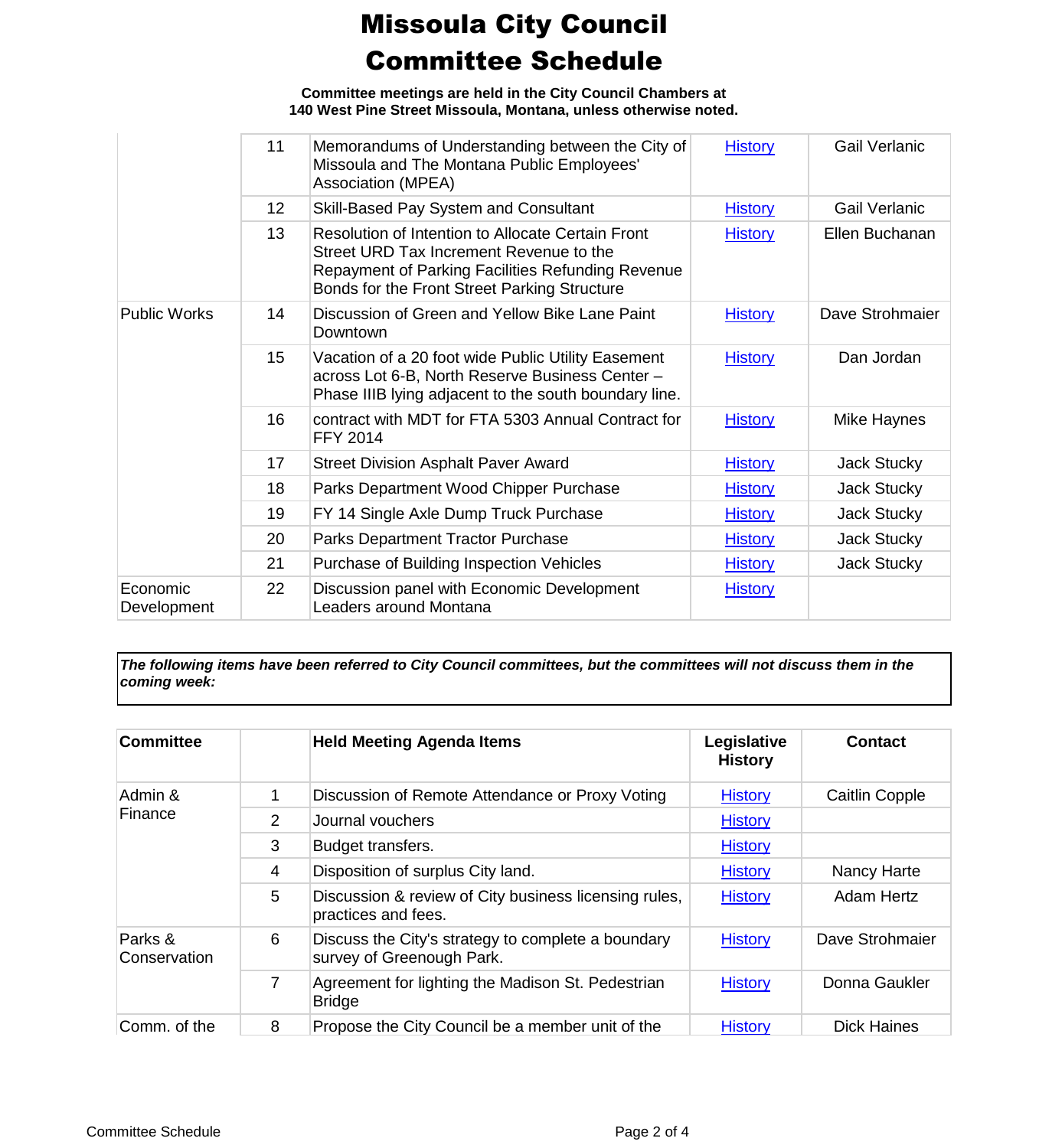# Missoula City Council Committee Schedule

**Committee meetings are held in the City Council Chambers at 140 West Pine Street Missoula, Montana, unless otherwise noted.**

| | | | | |
|---|---|---|---|---|
| | 11 | Memorandums of Understanding between the City of Missoula and The Montana Public Employees' Association (MPEA) | History | Gail Verlanic |
| | 12 | Skill-Based Pay System and Consultant | History | Gail Verlanic |
| | 13 | Resolution of Intention to Allocate Certain Front Street URD Tax Increment Revenue to the Repayment of Parking Facilities Refunding Revenue Bonds for the Front Street Parking Structure | History | Ellen Buchanan |
| Public Works | 14 | Discussion of Green and Yellow Bike Lane Paint Downtown | History | Dave Strohmaier |
| | 15 | Vacation of a 20 foot wide Public Utility Easement across Lot 6-B, North Reserve Business Center – Phase IIIB lying adjacent to the south boundary line. | History | Dan Jordan |
| | 16 | contract with MDT for FTA 5303 Annual Contract for FFY 2014 | History | Mike Haynes |
| | 17 | Street Division Asphalt Paver Award | History | Jack Stucky |
| | 18 | Parks Department Wood Chipper Purchase | History | Jack Stucky |
| | 19 | FY 14 Single Axle Dump Truck Purchase | History | Jack Stucky |
| | 20 | Parks Department Tractor Purchase | History | Jack Stucky |
| | 21 | Purchase of Building Inspection Vehicles | History | Jack Stucky |
| Economic Development | 22 | Discussion panel with Economic Development Leaders around Montana | History | |

***The following items have been referred to City Council committees, but the committees will not discuss them in the coming week:***

| Committee | | Held Meeting Agenda Items | Legislative History | Contact |
|---|---|---|---|---|
| Admin & Finance | 1 | Discussion of Remote Attendance or Proxy Voting | History | Caitlin Copple |
| | 2 | Journal vouchers | History | |
| | 3 | Budget transfers. | History | |
| | 4 | Disposition of surplus City land. | History | Nancy Harte |
| | 5 | Discussion & review of City business licensing rules, practices and fees. | History | Adam Hertz |
| Parks & Conservation | 6 | Discuss the City's strategy to complete a boundary survey of Greenough Park. | History | Dave Strohmaier |
| | 7 | Agreement for lighting the Madison St. Pedestrian Bridge | History | Donna Gaukler |
| Comm. of the | 8 | Propose the City Council be a member unit of the | History | Dick Haines |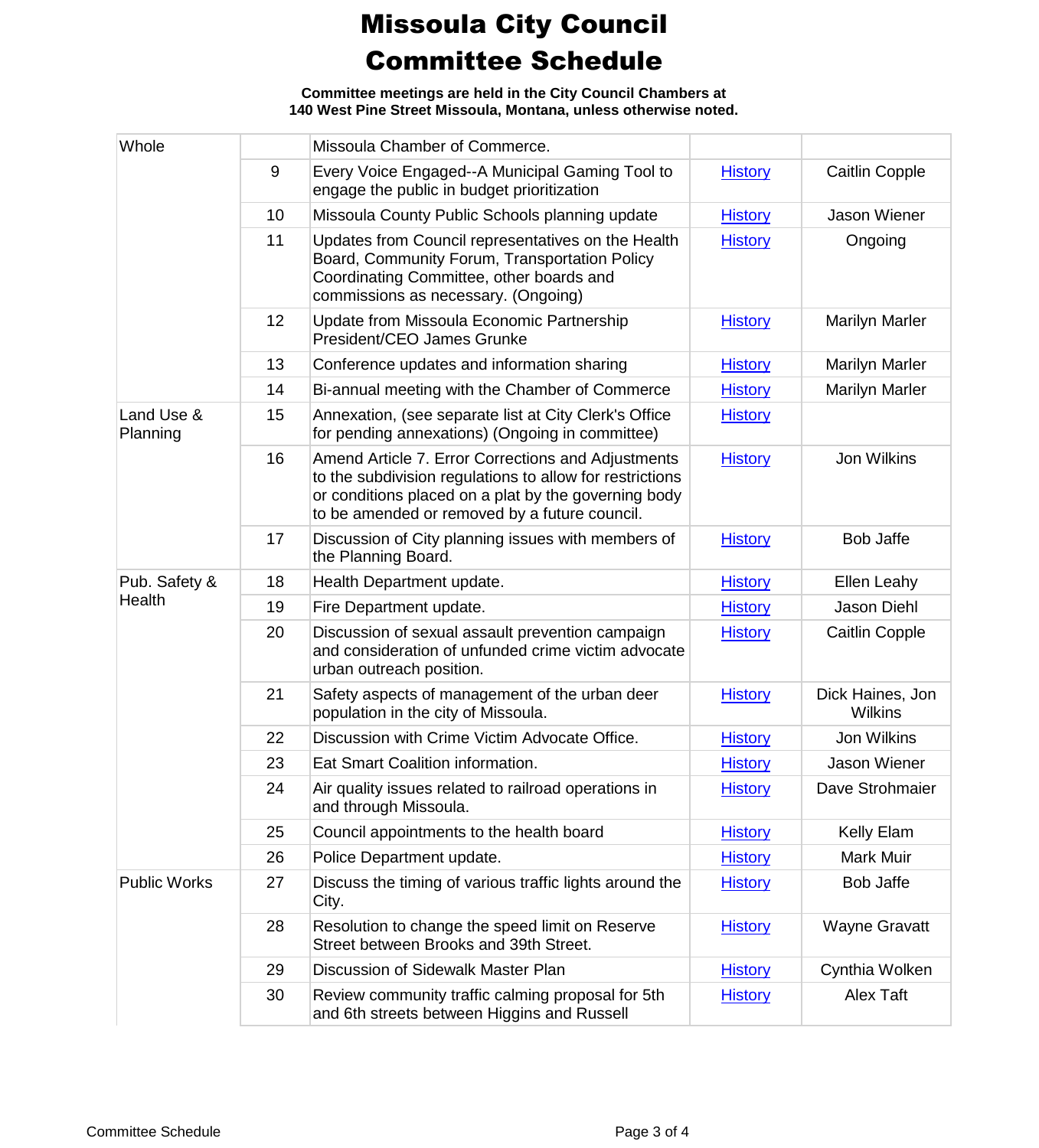# Missoula City Council Committee Schedule

**Committee meetings are held in the City Council Chambers at 140 West Pine Street Missoula, Montana, unless otherwise noted.**

| Committee | # | Item | History | Sponsor |
|---|---|---|---|---|
| Whole | | Missoula Chamber of Commerce. | | |
| | 9 | Every Voice Engaged--A Municipal Gaming Tool to engage the public in budget prioritization | History | Caitlin Copple |
| | 10 | Missoula County Public Schools planning update | History | Jason Wiener |
| | 11 | Updates from Council representatives on the Health Board, Community Forum, Transportation Policy Coordinating Committee, other boards and commissions as necessary. (Ongoing) | History | Ongoing |
| | 12 | Update from Missoula Economic Partnership President/CEO James Grunke | History | Marilyn Marler |
| | 13 | Conference updates and information sharing | History | Marilyn Marler |
| | 14 | Bi-annual meeting with the Chamber of Commerce | History | Marilyn Marler |
| Land Use & Planning | 15 | Annexation, (see separate list at City Clerk's Office for pending annexations) (Ongoing in committee) | History | |
| | 16 | Amend Article 7. Error Corrections and Adjustments to the subdivision regulations to allow for restrictions or conditions placed on a plat by the governing body to be amended or removed by a future council. | History | Jon Wilkins |
| | 17 | Discussion of City planning issues with members of the Planning Board. | History | Bob Jaffe |
| Pub. Safety & Health | 18 | Health Department update. | History | Ellen Leahy |
| | 19 | Fire Department update. | History | Jason Diehl |
| | 20 | Discussion of sexual assault prevention campaign and consideration of unfunded crime victim advocate urban outreach position. | History | Caitlin Copple |
| | 21 | Safety aspects of management of the urban deer population in the city of Missoula. | History | Dick Haines, Jon Wilkins |
| | 22 | Discussion with Crime Victim Advocate Office. | History | Jon Wilkins |
| | 23 | Eat Smart Coalition information. | History | Jason Wiener |
| | 24 | Air quality issues related to railroad operations in and through Missoula. | History | Dave Strohmaier |
| | 25 | Council appointments to the health board | History | Kelly Elam |
| | 26 | Police Department update. | History | Mark Muir |
| Public Works | 27 | Discuss the timing of various traffic lights around the City. | History | Bob Jaffe |
| | 28 | Resolution to change the speed limit on Reserve Street between Brooks and 39th Street. | History | Wayne Gravatt |
| | 29 | Discussion of Sidewalk Master Plan | History | Cynthia Wolken |
| | 30 | Review community traffic calming proposal for 5th and 6th streets between Higgins and Russell | History | Alex Taft |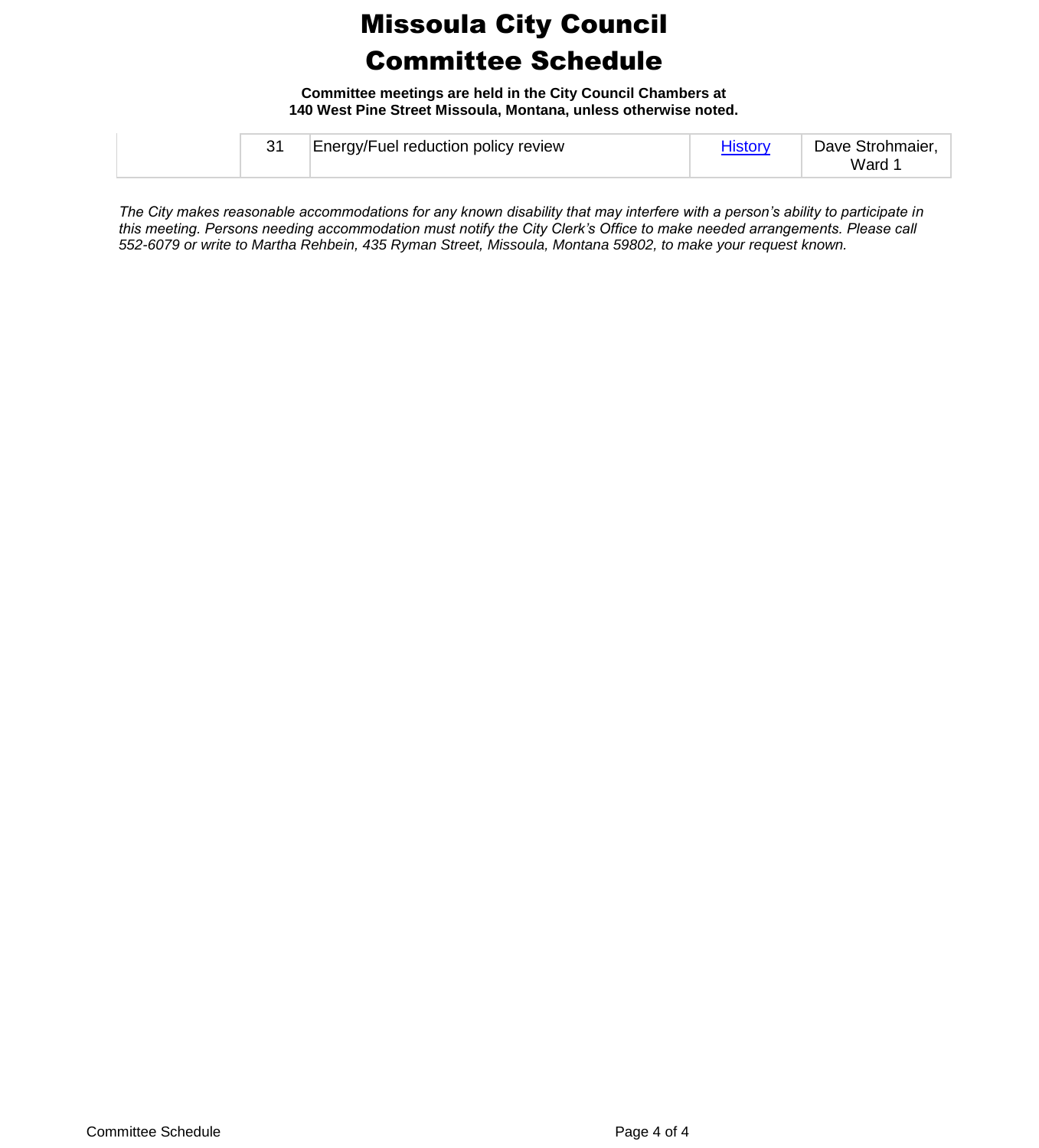# Missoula City Council

# Committee Schedule

**Committee meetings are held in the City Council Chambers at 140 West Pine Street Missoula, Montana, unless otherwise noted.**

| | | | | |
|---|---|---|---|---|
| | 31 | Energy/Fuel reduction policy review | History | Dave Strohmaier, Ward 1 |

*The City makes reasonable accommodations for any known disability that may interfere with a person's ability to participate in this meeting. Persons needing accommodation must notify the City Clerk's Office to make needed arrangements. Please call 552-6079 or write to Martha Rehbein, 435 Ryman Street, Missoula, Montana 59802, to make your request known.*